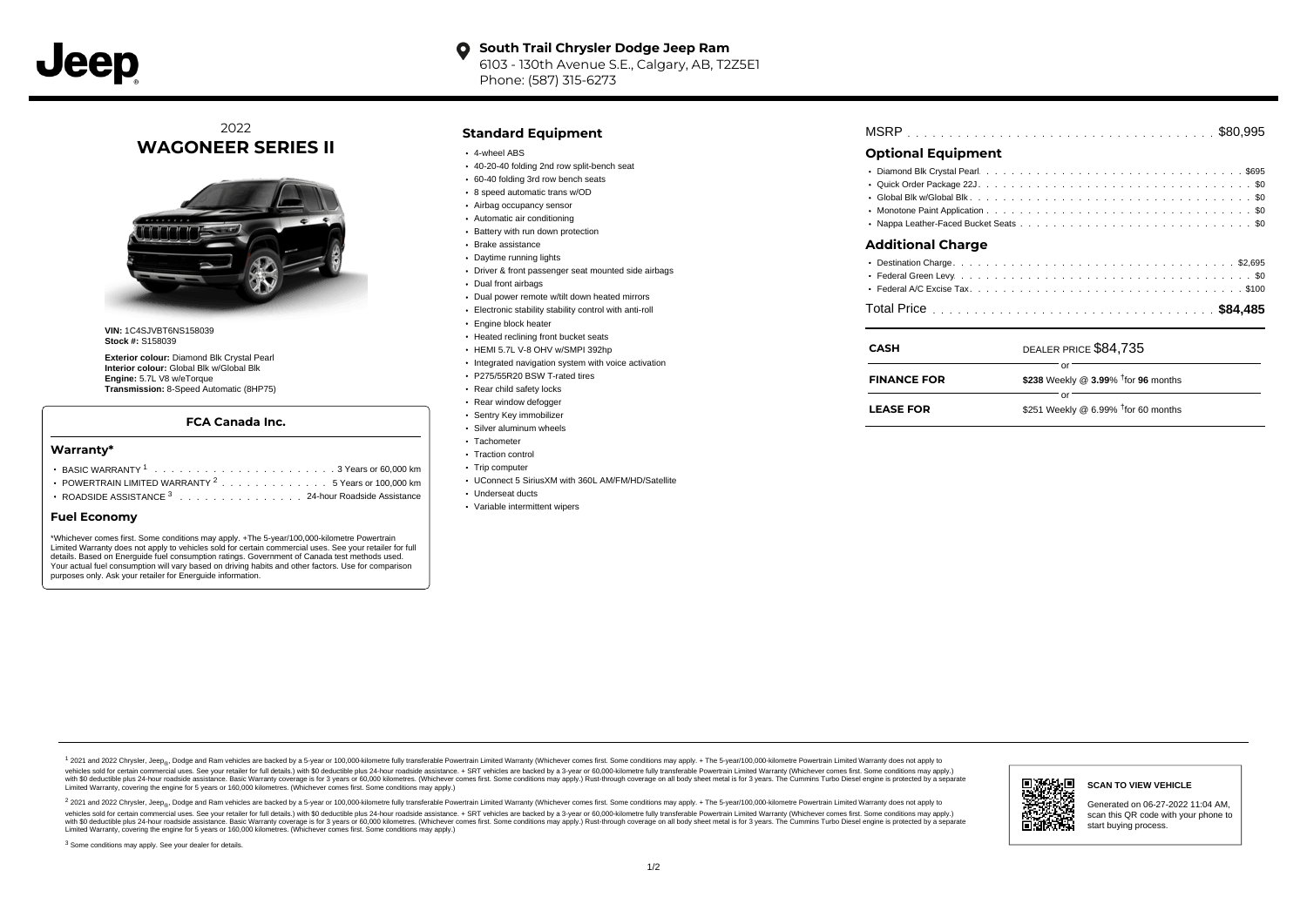**South Trail Chrysler Dodge Jeep Ram**
6103 - 130th Avenue S.E., Calgary, AB, T2Z5E1
Phone: (587) 315-6273

2022
# WAGONEER SERIES II

**VIN:** 1C4SJVBT6NS158039
**Stock #:** S158039

**Exterior colour:** Diamond Blk Crystal Pearl
**Interior colour:** Global Blk w/Global Blk
**Engine:** 5.7L V8 w/eTorque
**Transmission:** 8-Speed Automatic (8HP75)

### FCA Canada Inc.

#### Warranty*

- BASIC WARRANTY [1] . . . . . . 3 Years or 60,000 km
- POWERTRAIN LIMITED WARRANTY [2] . . . . . . 5 Years or 100,000 km
- ROADSIDE ASSISTANCE [3] . . . . . . 24-hour Roadside Assistance

#### Fuel Economy

*Whichever comes first. Some conditions may apply. +The 5-year/100,000-kilometre Powertrain Limited Warranty does not apply to vehicles sold for certain commercial uses. See your retailer for full details. Based on Energuide fuel consumption ratings. Government of Canada test methods used. Your actual fuel consumption will vary based on driving habits and other factors. Use for comparison purposes only. Ask your retailer for Energuide information.

## Standard Equipment

- 4-wheel ABS
- 40-20-40 folding 2nd row split-bench seat
- 60-40 folding 3rd row bench seats
- 8 speed automatic trans w/OD
- Airbag occupancy sensor
- Automatic air conditioning
- Battery with run down protection
- Brake assistance
- Daytime running lights
- Driver & front passenger seat mounted side airbags
- Dual front airbags
- Dual power remote w/tilt down heated mirrors
- Electronic stability stability control with anti-roll
- Engine block heater
- Heated reclining front bucket seats
- HEMI 5.7L V-8 OHV w/SMPI 392hp
- Integrated navigation system with voice activation
- P275/55R20 BSW T-rated tires
- Rear child safety locks
- Rear window defogger
- Sentry Key immobilizer
- Silver aluminum wheels
- Tachometer
- Traction control
- Trip computer
- UConnect 5 SiriusXM with 360L AM/FM/HD/Satellite
- Underseat ducts
- Variable intermittent wipers

MSRP . . . . . . $80,995

## Optional Equipment

- Diamond Blk Crystal Pearl . . . . . . $695
- Quick Order Package 22J . . . . . . $0
- Global Blk w/Global Blk . . . . . . $0
- Monotone Paint Application . . . . . . $0
- Nappa Leather-Faced Bucket Seats . . . . . . $0

## Additional Charge

- Destination Charge . . . . . . $2,695
- Federal Green Levy . . . . . . $0
- Federal A/C Excise Tax . . . . . . $100

Total Price . . . . . . **$84,485**

| | |
|---|---|
| **CASH** | DEALER PRICE $84,735 |
| | or |
| **FINANCE FOR** | **$238** Weekly @ **3.99**% †for **96** months |
| | or |
| **LEASE FOR** | $251 Weekly @ 6.99% †for 60 months |

[1] 2021 and 2022 Chrysler, Jeep®, Dodge and Ram vehicles are backed by a 5-year or 100,000-kilometre fully transferable Powertrain Limited Warranty (Whichever comes first. Some conditions may apply. + The 5-year/100,000-kilometre Powertrain Limited Warranty does not apply to vehicles sold for certain commercial uses. See your retailer for full details.) with $0 deductible plus 24-hour roadside assistance. + SRT vehicles are backed by a 3-year or 60,000-kilometre fully transferable Powertrain Limited Warranty (Whichever comes first. Some conditions may apply.) with $0 deductible plus 24-hour roadside assistance. Basic Warranty coverage is for 3 years or 60,000 kilometres. (Whichever comes first. Some conditions may apply.) Rust-through coverage on all body sheet metal is for 3 years. The Cummins Turbo Diesel engine is protected by a separate Limited Warranty, covering the engine for 5 years or 160,000 kilometres. (Whichever comes first. Some conditions may apply.)

[2] 2021 and 2022 Chrysler, Jeep®, Dodge and Ram vehicles are backed by a 5-year or 100,000-kilometre fully transferable Powertrain Limited Warranty (Whichever comes first. Some conditions may apply. + The 5-year/100,000-kilometre Powertrain Limited Warranty does not apply to vehicles sold for certain commercial uses. See your retailer for full details.) with $0 deductible plus 24-hour roadside assistance. + SRT vehicles are backed by a 3-year or 60,000-kilometre fully transferable Powertrain Limited Warranty (Whichever comes first. Some conditions may apply.) with $0 deductible plus 24-hour roadside assistance. Basic Warranty coverage is for 3 years or 60,000 kilometres. (Whichever comes first. Some conditions may apply.) Rust-through coverage on all body sheet metal is for 3 years. The Cummins Turbo Diesel engine is protected by a separate Limited Warranty, covering the engine for 5 years or 160,000 kilometres. (Whichever comes first. Some conditions may apply.)

[3] Some conditions may apply. See your dealer for details.

**SCAN TO VIEW VEHICLE**

Generated on 06-27-2022 11:04 AM, scan this QR code with your phone to start buying process.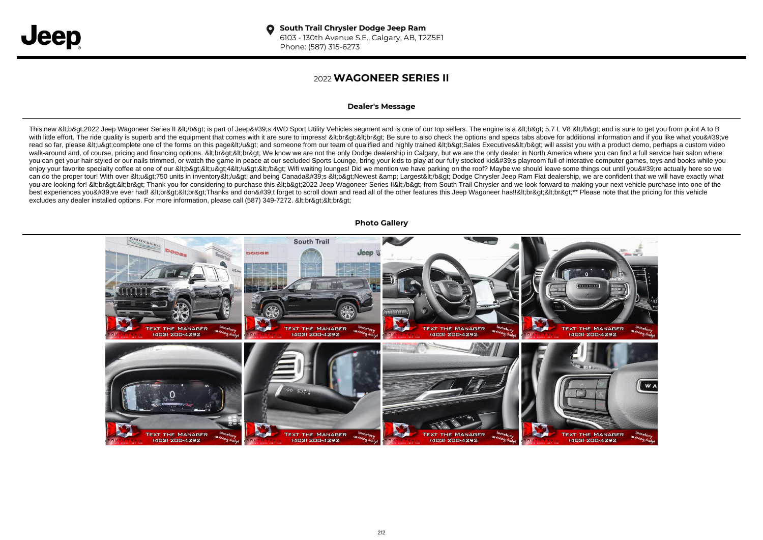**South Trail Chrysler Dodge Jeep Ram**
6103 - 130th Avenue S.E., Calgary, AB, T2Z5E1
Phone: (587) 315-6273

# 2022 **WAGONEER SERIES II**

## Dealer's Message

This new &lt;b&gt;2022 Jeep Wagoneer Series II &lt;/b&gt; is part of Jeep&#39;s 4WD Sport Utility Vehicles segment and is one of our top sellers. The engine is a &lt;b&gt; 5.7 L V8 &lt;/b&gt; and is sure to get you from point A to B with little effort. The ride quality is superb and the equipment that comes with it are sure to impress! &lt;br&gt;&lt;br&gt; Be sure to also check the options and specs tabs above for additional information and if you like what you&#39;ve read so far, please &lt;u&gt;complete one of the forms on this page&lt;/u&gt; and someone from our team of qualified and highly trained &lt;b&gt;Sales Executives&lt;/b&gt; will assist you with a product demo, perhaps a custom video walk-around and, of course, pricing and financing options. &lt;br&gt;&lt;br&gt; We know we are not the only Dodge dealership in Calgary, but we are the only dealer in North America where you can find a full service hair salon where you can get your hair styled or our nails trimmed, or watch the game in peace at our secluded Sports Lounge, bring your kids to play at our fully stocked kid&#39;s playroom full of interative computer games, toys and books while you enjoy your favorite specialty coffee at one of our &lt;b&gt;&lt;u&gt;4&lt;/u&gt;&lt;/b&gt; Wifi waiting lounges! Did we mention we have parking on the roof? Maybe we should leave some things out until you&#39;re actually here so we can do the proper tour! With over &lt;u&gt;750 units in inventory&lt;/u&gt; and being Canada&#39;s &lt;b&gt;Newest &amp; Largest&lt;/b&gt; Dodge Chrysler Jeep Ram Fiat dealership, we are confident that we will have exactly what you are looking for! &lt;br&gt;&lt;br&gt; Thank you for considering to purchase this &lt;b&gt;2022 Jeep Wagoneer Series II&lt;/b&gt; from South Trail Chrysler and we look forward to making your next vehicle purchase into one of the best experiences you&#39;ve ever had! &lt;br&gt;&lt;br&gt;Thanks and don&#39;t forget to scroll down and read all of the other features this Jeep Wagoneer has!!&lt;br&gt;&lt;br&gt;** Please note that the pricing for this vehicle excludes any dealer installed options. For more information, please call (587) 349-7272. &lt;br&gt;&lt;br&gt;

## Photo Gallery